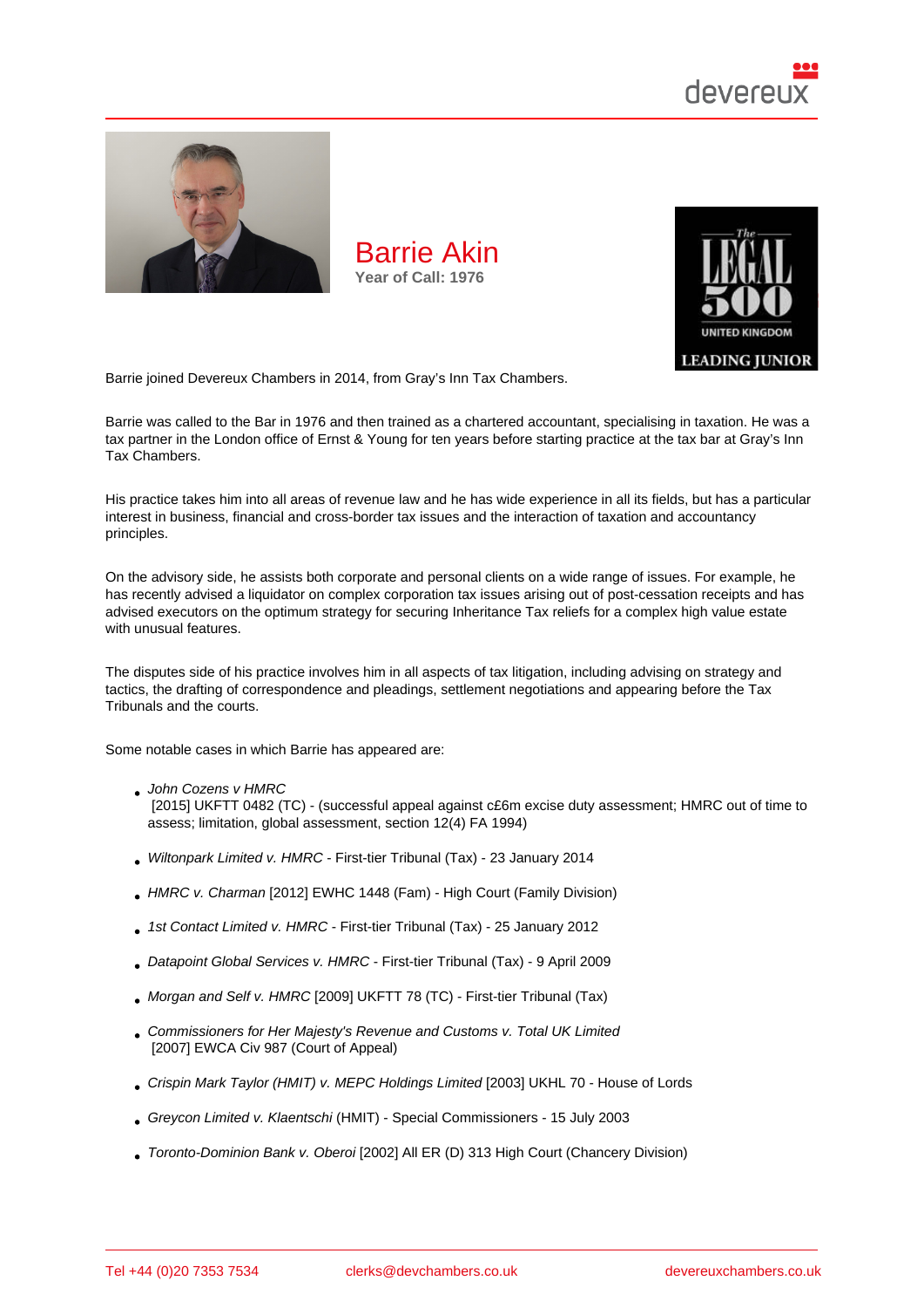# Barrie Akin

**Year of Call: 1976**

Barrie joined Devereux Chambers in 2014, from Gray's Inn Tax Chambers.

Barrie was called to the Bar in 1976 and then trained as a chartered accountant, specialising in taxation. He was a tax partner in the London office of Ernst & Young for ten years before starting practice at the tax bar at Gray's Inn Tax Chambers.

His practice takes him into all areas of revenue law and he has wide experience in all its fields, but has a particular interest in business, financial and cross-border tax issues and the interaction of taxation and accountancy principles.

On the advisory side, he assists both corporate and personal clients on a wide range of issues. For example, he has recently advised a liquidator on complex corporation tax issues arising out of post-cessation receipts and has advised executors on the optimum strategy for securing Inheritance Tax reliefs for a complex high value estate with unusual features.

The disputes side of his practice involves him in all aspects of tax litigation, including advising on strategy and tactics, the drafting of correspondence and pleadings, settlement negotiations and appearing before the Tax Tribunals and the courts.

Some notable cases in which Barrie has appeared are:

- *John Cozens v HMRC* [2015] UKFTT 0482 (TC) - (successful appeal against c£6m excise duty assessment; HMRC out of time to assess; limitation, global assessment, section 12(4) FA 1994)
- *Wiltonpark Limited v. HMRC* - First-tier Tribunal (Tax) - 23 January 2014
- *HMRC v. Charman* [2012] EWHC 1448 (Fam) - High Court (Family Division)
- *1st Contact Limited v. HMRC* - First-tier Tribunal (Tax) - 25 January 2012
- *Datapoint Global Services v. HMRC* - First-tier Tribunal (Tax) - 9 April 2009
- *Morgan and Self v. HMRC* [2009] UKFTT 78 (TC) - First-tier Tribunal (Tax)
- *Commissioners for Her Majesty's Revenue and Customs v. Total UK Limited* [2007] EWCA Civ 987 (Court of Appeal)
- *Crispin Mark Taylor (HMIT) v. MEPC Holdings Limited* [2003] UKHL 70 - House of Lords
- *Greycon Limited v. Klaentschi* (HMIT) - Special Commissioners - 15 July 2003
- *Toronto-Dominion Bank v. Oberoi* [2002] All ER (D) 313 High Court (Chancery Division)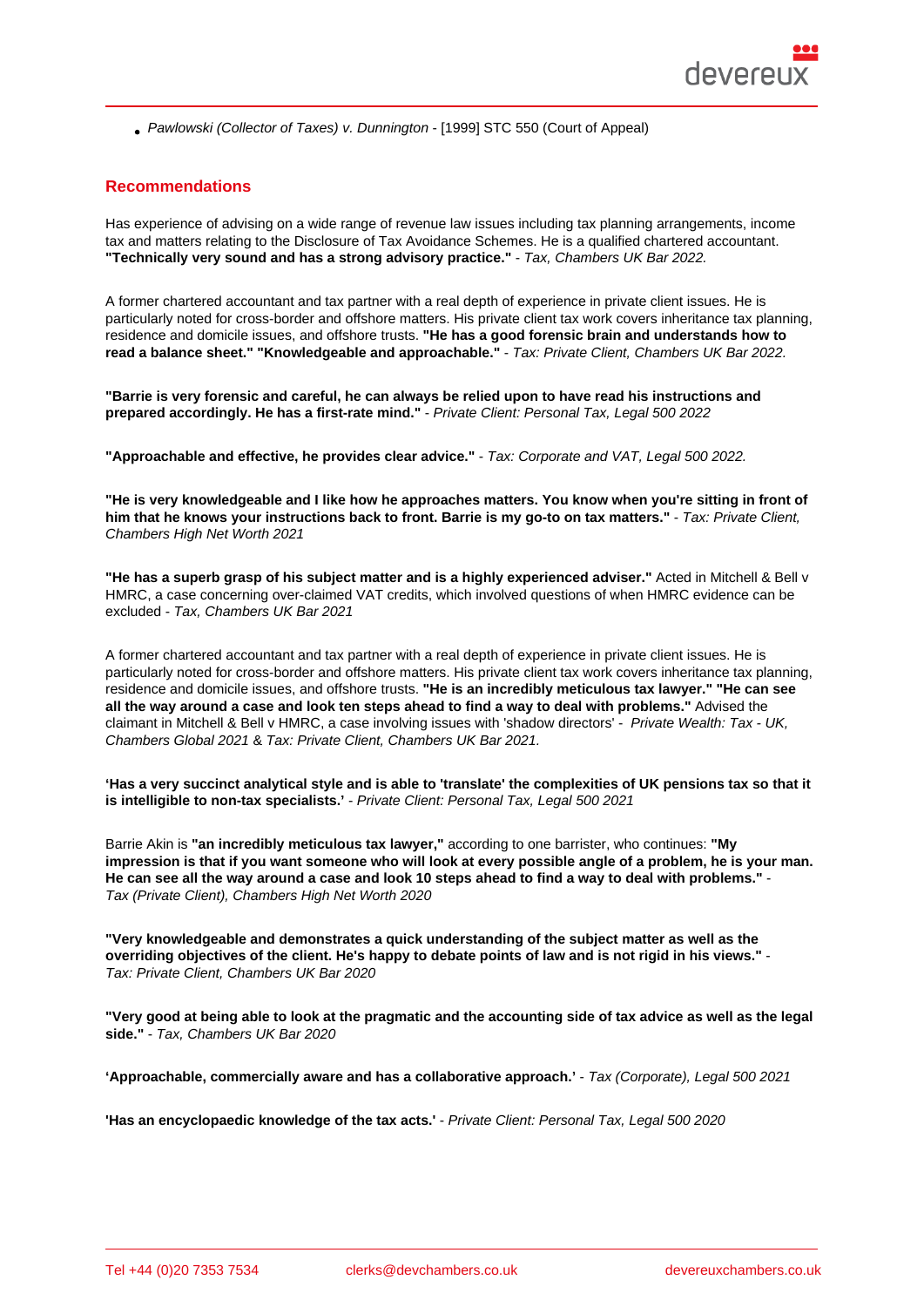- *Pawlowski (Collector of Taxes) v. Dunnington* - [1999] STC 550 (Court of Appeal)

## Recommendations

Has experience of advising on a wide range of revenue law issues including tax planning arrangements, income tax and matters relating to the Disclosure of Tax Avoidance Schemes. He is a qualified chartered accountant. **"Technically very sound and has a strong advisory practice."** - *Tax, Chambers UK Bar 2022.*

A former chartered accountant and tax partner with a real depth of experience in private client issues. He is particularly noted for cross-border and offshore matters. His private client tax work covers inheritance tax planning, residence and domicile issues, and offshore trusts. **"He has a good forensic brain and understands how to read a balance sheet." "Knowledgeable and approachable."** - *Tax: Private Client, Chambers UK Bar 2022.*

**"Barrie is very forensic and careful, he can always be relied upon to have read his instructions and prepared accordingly. He has a first-rate mind."** - *Private Client: Personal Tax, Legal 500 2022*

**"Approachable and effective, he provides clear advice."** - *Tax: Corporate and VAT, Legal 500 2022.*

**"He is very knowledgeable and I like how he approaches matters. You know when you're sitting in front of him that he knows your instructions back to front. Barrie is my go-to on tax matters."** - *Tax: Private Client, Chambers High Net Worth 2021*

**"He has a superb grasp of his subject matter and is a highly experienced adviser."** Acted in Mitchell & Bell v HMRC, a case concerning over-claimed VAT credits, which involved questions of when HMRC evidence can be excluded - *Tax, Chambers UK Bar 2021*

A former chartered accountant and tax partner with a real depth of experience in private client issues. He is particularly noted for cross-border and offshore matters. His private client tax work covers inheritance tax planning, residence and domicile issues, and offshore trusts. **"He is an incredibly meticulous tax lawyer." "He can see all the way around a case and look ten steps ahead to find a way to deal with problems."** Advised the claimant in Mitchell & Bell v HMRC, a case involving issues with 'shadow directors' - *Private Wealth: Tax - UK, Chambers Global 2021* & *Tax: Private Client, Chambers UK Bar 2021.*

**'Has a very succinct analytical style and is able to 'translate' the complexities of UK pensions tax so that it is intelligible to non-tax specialists.'** - *Private Client: Personal Tax, Legal 500 2021*

Barrie Akin is **"an incredibly meticulous tax lawyer,"** according to one barrister, who continues: **"My impression is that if you want someone who will look at every possible angle of a problem, he is your man. He can see all the way around a case and look 10 steps ahead to find a way to deal with problems."** - *Tax (Private Client), Chambers High Net Worth 2020*

**"Very knowledgeable and demonstrates a quick understanding of the subject matter as well as the overriding objectives of the client. He's happy to debate points of law and is not rigid in his views."** - *Tax: Private Client, Chambers UK Bar 2020*

**"Very good at being able to look at the pragmatic and the accounting side of tax advice as well as the legal side."** - *Tax, Chambers UK Bar 2020*

**'Approachable, commercially aware and has a collaborative approach.'** - *Tax (Corporate), Legal 500 2021*

**'Has an encyclopaedic knowledge of the tax acts.'** - *Private Client: Personal Tax, Legal 500 2020*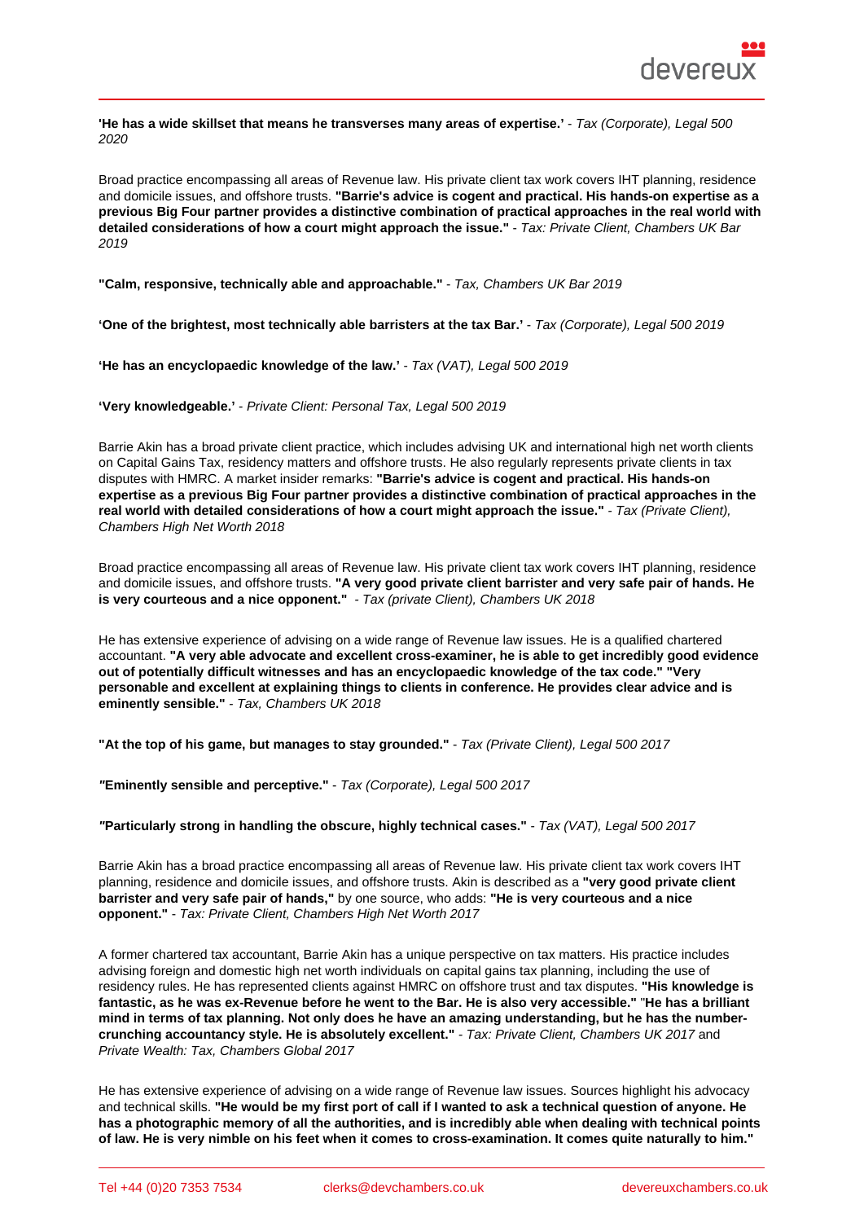**'He has a wide skillset that means he transverses many areas of expertise.'** - *Tax (Corporate), Legal 500 2020*

Broad practice encompassing all areas of Revenue law. His private client tax work covers IHT planning, residence and domicile issues, and offshore trusts. **"Barrie's advice is cogent and practical. His hands-on expertise as a previous Big Four partner provides a distinctive combination of practical approaches in the real world with detailed considerations of how a court might approach the issue."** - *Tax: Private Client, Chambers UK Bar 2019*

**"Calm, responsive, technically able and approachable."** - *Tax, Chambers UK Bar 2019*

**'One of the brightest, most technically able barristers at the tax Bar.'** - *Tax (Corporate), Legal 500 2019*

**'He has an encyclopaedic knowledge of the law.'** - *Tax (VAT), Legal 500 2019*

**'Very knowledgeable.'** - *Private Client: Personal Tax, Legal 500 2019*

Barrie Akin has a broad private client practice, which includes advising UK and international high net worth clients on Capital Gains Tax, residency matters and offshore trusts. He also regularly represents private clients in tax disputes with HMRC. A market insider remarks: **"Barrie's advice is cogent and practical. His hands-on expertise as a previous Big Four partner provides a distinctive combination of practical approaches in the real world with detailed considerations of how a court might approach the issue."** - *Tax (Private Client), Chambers High Net Worth 2018*

Broad practice encompassing all areas of Revenue law. His private client tax work covers IHT planning, residence and domicile issues, and offshore trusts. **"A very good private client barrister and very safe pair of hands. He is very courteous and a nice opponent."** - *Tax (private Client), Chambers UK 2018*

He has extensive experience of advising on a wide range of Revenue law issues. He is a qualified chartered accountant. **"A very able advocate and excellent cross-examiner, he is able to get incredibly good evidence out of potentially difficult witnesses and has an encyclopaedic knowledge of the tax code." "Very personable and excellent at explaining things to clients in conference. He provides clear advice and is eminently sensible."** - *Tax, Chambers UK 2018*

**"At the top of his game, but manages to stay grounded."** - *Tax (Private Client), Legal 500 2017*

**"Eminently sensible and perceptive."** - *Tax (Corporate), Legal 500 2017*

**"Particularly strong in handling the obscure, highly technical cases."** - *Tax (VAT), Legal 500 2017*

Barrie Akin has a broad practice encompassing all areas of Revenue law. His private client tax work covers IHT planning, residence and domicile issues, and offshore trusts. Akin is described as a **"very good private client barrister and very safe pair of hands,"** by one source, who adds: **"He is very courteous and a nice opponent."** - *Tax: Private Client, Chambers High Net Worth 2017*

A former chartered tax accountant, Barrie Akin has a unique perspective on tax matters. His practice includes advising foreign and domestic high net worth individuals on capital gains tax planning, including the use of residency rules. He has represented clients against HMRC on offshore trust and tax disputes. **"His knowledge is fantastic, as he was ex-Revenue before he went to the Bar. He is also very accessible." "He has a brilliant mind in terms of tax planning. Not only does he have an amazing understanding, but he has the number-crunching accountancy style. He is absolutely excellent."** - *Tax: Private Client, Chambers UK 2017* and *Private Wealth: Tax, Chambers Global 2017*

He has extensive experience of advising on a wide range of Revenue law issues. Sources highlight his advocacy and technical skills. **"He would be my first port of call if I wanted to ask a technical question of anyone. He has a photographic memory of all the authorities, and is incredibly able when dealing with technical points of law. He is very nimble on his feet when it comes to cross-examination. It comes quite naturally to him."**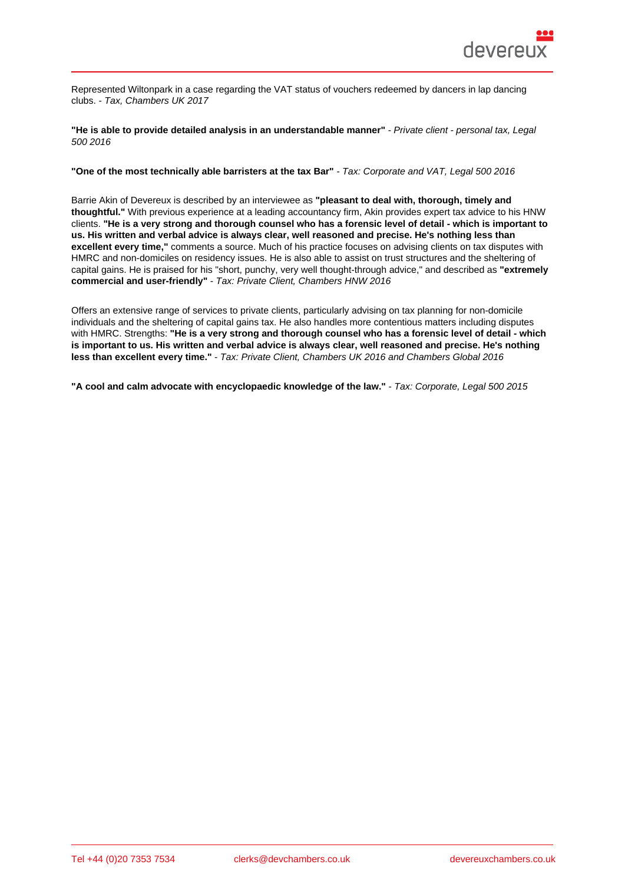Represented Wiltonpark in a case regarding the VAT status of vouchers redeemed by dancers in lap dancing clubs. - *Tax, Chambers UK 2017*

**"He is able to provide detailed analysis in an understandable manner"** - *Private client - personal tax, Legal 500 2016*

**"One of the most technically able barristers at the tax Bar"** - *Tax: Corporate and VAT, Legal 500 2016*

Barrie Akin of Devereux is described by an interviewee as **"pleasant to deal with, thorough, timely and thoughtful."** With previous experience at a leading accountancy firm, Akin provides expert tax advice to his HNW clients. **"He is a very strong and thorough counsel who has a forensic level of detail - which is important to us. His written and verbal advice is always clear, well reasoned and precise. He's nothing less than excellent every time,"** comments a source. Much of his practice focuses on advising clients on tax disputes with HMRC and non-domiciles on residency issues. He is also able to assist on trust structures and the sheltering of capital gains. He is praised for his "short, punchy, very well thought-through advice," and described as **"extremely commercial and user-friendly"** - *Tax: Private Client, Chambers HNW 2016*

Offers an extensive range of services to private clients, particularly advising on tax planning for non-domicile individuals and the sheltering of capital gains tax. He also handles more contentious matters including disputes with HMRC. Strengths: **"He is a very strong and thorough counsel who has a forensic level of detail - which is important to us. His written and verbal advice is always clear, well reasoned and precise. He's nothing less than excellent every time."** - *Tax: Private Client, Chambers UK 2016 and Chambers Global 2016*

**"A cool and calm advocate with encyclopaedic knowledge of the law."** - *Tax: Corporate, Legal 500 2015*